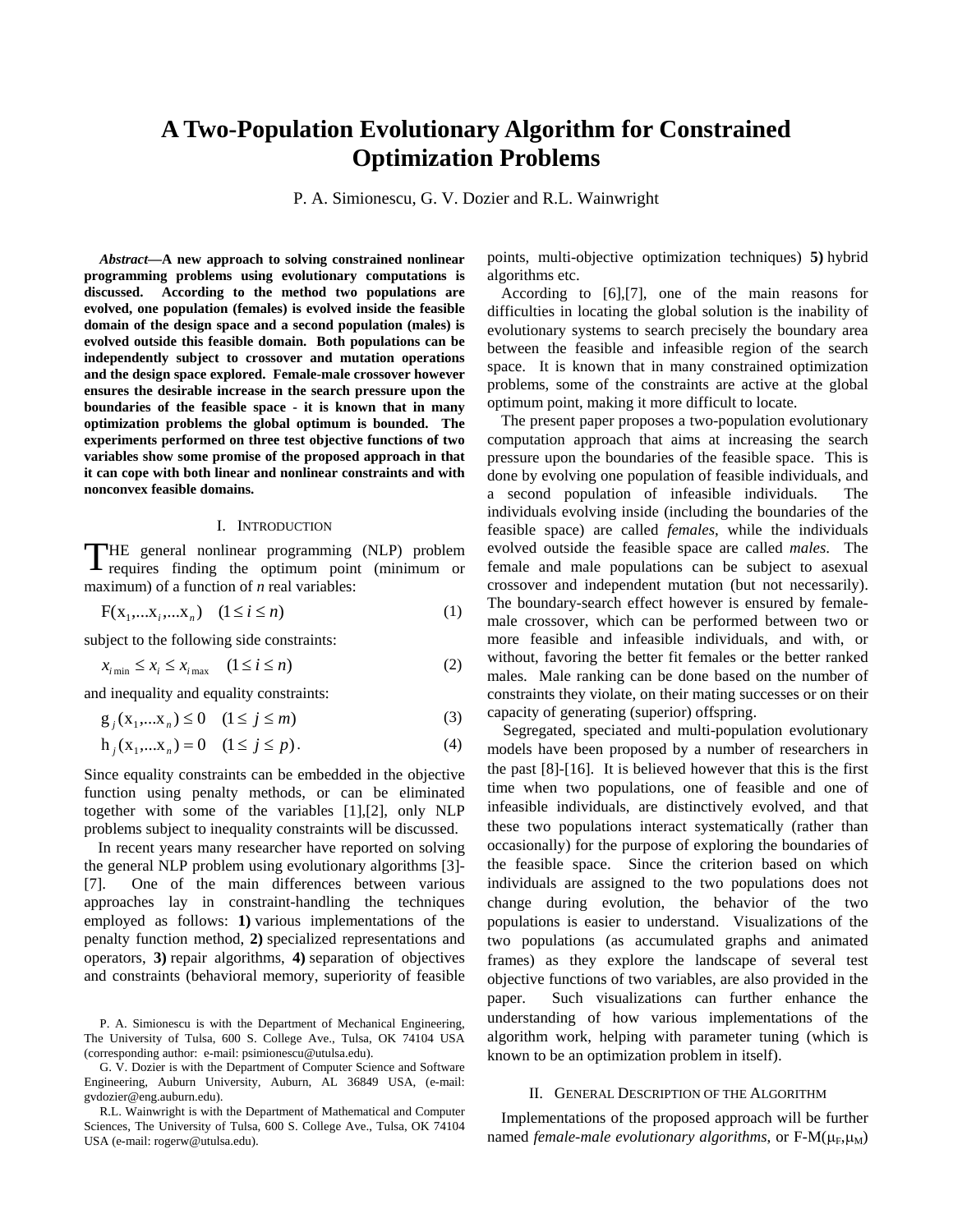# A Two-Population Evolutionary Algorithm for Constrained Optimization Problems

P. A. Simionescu, G. V. Dozier and R.L. Wainwright

***Abstract*—A new approach to solving constrained nonlinear programming problems using evolutionary computations is discussed. According to the method two populations are evolved, one population (females) is evolved inside the feasible domain of the design space and a second population (males) is evolved outside this feasible domain. Both populations can be independently subject to crossover and mutation operations and the design space explored. Female-male crossover however ensures the desirable increase in the search pressure upon the boundaries of the feasible space - it is known that in many optimization problems the global optimum is bounded. The experiments performed on three test objective functions of two variables show some promise of the proposed approach in that it can cope with both linear and nonlinear constraints and with nonconvex feasible domains.**

## I. Introduction

THE general nonlinear programming (NLP) problem requires finding the optimum point (minimum or maximum) of a function of $n$ real variables:

$$\mathrm{F}(\mathrm{x}_1,...\mathrm{x}_i,...\mathrm{x}_n) \quad (1 \le i \le n) \tag{1}$$

subject to the following side constraints:

$$x_{i\,\min} \le x_i \le x_{i\,\max} \quad (1 \le i \le n) \tag{2}$$

and inequality and equality constraints:

$$\mathrm{g}_j(\mathrm{x}_1,...\mathrm{x}_n) \le 0 \quad (1 \le j \le m) \tag{3}$$

$$\mathrm{h}_j(\mathrm{x}_1,...\mathrm{x}_n) = 0 \quad (1 \le j \le p). \tag{4}$$

Since equality constraints can be embedded in the objective function using penalty methods, or can be eliminated together with some of the variables [1],[2], only NLP problems subject to inequality constraints will be discussed.

In recent years many researcher have reported on solving the general NLP problem using evolutionary algorithms [3]-[7]. One of the main differences between various approaches lay in constraint-handling the techniques employed as follows: **1)** various implementations of the penalty function method, **2)** specialized representations and operators, **3)** repair algorithms, **4)** separation of objectives and constraints (behavioral memory, superiority of feasible points, multi-objective optimization techniques) **5)** hybrid algorithms etc.

According to [6],[7], one of the main reasons for difficulties in locating the global solution is the inability of evolutionary systems to search precisely the boundary area between the feasible and infeasible region of the search space. It is known that in many constrained optimization problems, some of the constraints are active at the global optimum point, making it more difficult to locate.

The present paper proposes a two-population evolutionary computation approach that aims at increasing the search pressure upon the boundaries of the feasible space. This is done by evolving one population of feasible individuals, and a second population of infeasible individuals. The individuals evolving inside (including the boundaries of the feasible space) are called *females*, while the individuals evolved outside the feasible space are called *males*. The female and male populations can be subject to asexual crossover and independent mutation (but not necessarily). The boundary-search effect however is ensured by female-male crossover, which can be performed between two or more feasible and infeasible individuals, and with, or without, favoring the better fit females or the better ranked males. Male ranking can be done based on the number of constraints they violate, on their mating successes or on their capacity of generating (superior) offspring.

Segregated, speciated and multi-population evolutionary models have been proposed by a number of researchers in the past [8]-[16]. It is believed however that this is the first time when two populations, one of feasible and one of infeasible individuals, are distinctively evolved, and that these two populations interact systematically (rather than occasionally) for the purpose of exploring the boundaries of the feasible space. Since the criterion based on which individuals are assigned to the two populations does not change during evolution, the behavior of the two populations is easier to understand. Visualizations of the two populations (as accumulated graphs and animated frames) as they explore the landscape of several test objective functions of two variables, are also provided in the paper. Such visualizations can further enhance the understanding of how various implementations of the algorithm work, helping with parameter tuning (which is known to be an optimization problem in itself).

## II. General Description of the Algorithm

Implementations of the proposed approach will be further named *female-male evolutionary algorithms*, or F-M($\mu_F$,$\mu_M$)

P. A. Simionescu is with the Department of Mechanical Engineering, The University of Tulsa, 600 S. College Ave., Tulsa, OK 74104 USA (corresponding author: e-mail: psimionescu@utulsa.edu).

G. V. Dozier is with the Department of Computer Science and Software Engineering, Auburn University, Auburn, AL 36849 USA, (e-mail: gvdozier@eng.auburn.edu).

R.L. Wainwright is with the Department of Mathematical and Computer Sciences, The University of Tulsa, 600 S. College Ave., Tulsa, OK 74104 USA (e-mail: rogerw@utulsa.edu).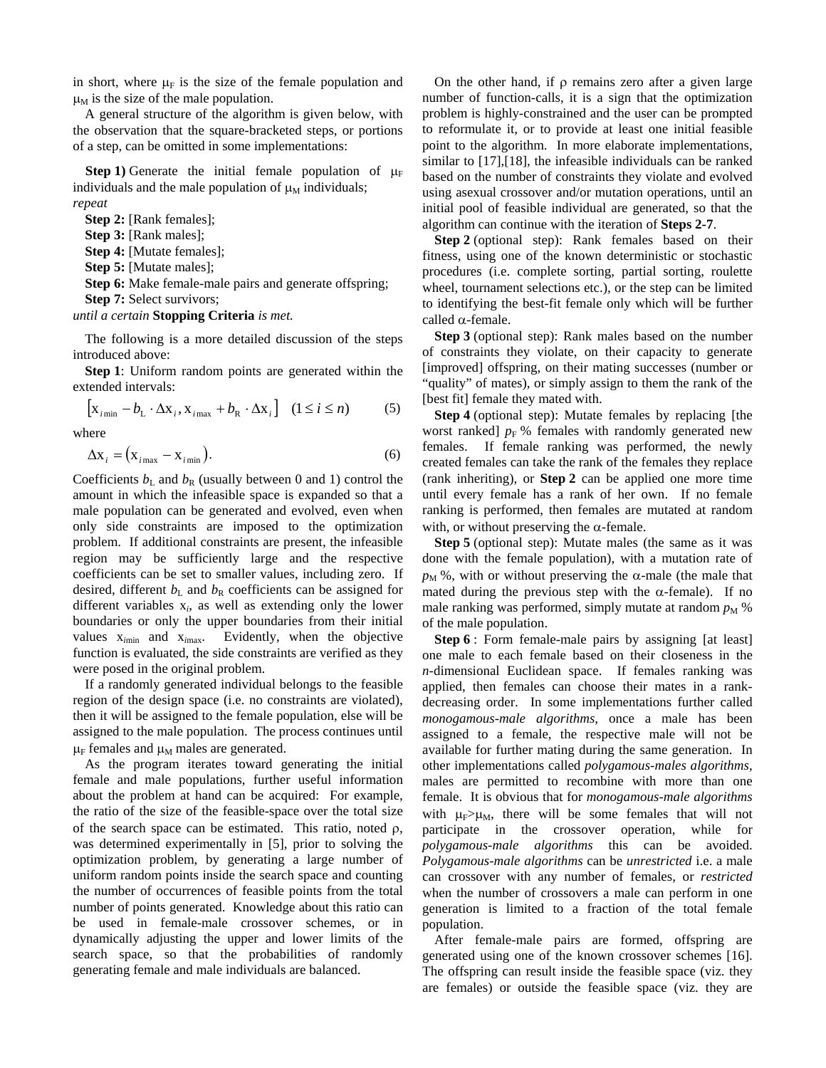in short, where $\mu_F$ is the size of the female population and $\mu_M$ is the size of the male population.

A general structure of the algorithm is given below, with the observation that the square-bracketed steps, or portions of a step, can be omitted in some implementations:

**Step 1)** Generate the initial female population of $\mu_F$ individuals and the male population of $\mu_M$ individuals;
*repeat*

**Step 2:** [Rank females];
**Step 3:** [Rank males];
**Step 4:** [Mutate females];
**Step 5:** [Mutate males];
**Step 6:** Make female-male pairs and generate offspring;
**Step 7:** Select survivors;

*until a certain* **Stopping Criteria** *is met.*

The following is a more detailed discussion of the steps introduced above:

**Step 1**: Uniform random points are generated within the extended intervals:

$$\left[\mathrm{x}_{i\min} - b_{\mathrm{L}} \cdot \Delta\mathrm{x}_i, \mathrm{x}_{i\max} + b_{\mathrm{R}} \cdot \Delta\mathrm{x}_i\right] \quad (1 \le i \le n) \tag{5}$$

where

$$\Delta\mathrm{x}_i = \left(\mathrm{x}_{i\max} - \mathrm{x}_{i\min}\right). \tag{6}$$

Coefficients $b_L$ and $b_R$ (usually between 0 and 1) control the amount in which the infeasible space is expanded so that a male population can be generated and evolved, even when only side constraints are imposed to the optimization problem. If additional constraints are present, the infeasible region may be sufficiently large and the respective coefficients can be set to smaller values, including zero. If desired, different $b_L$ and $b_R$ coefficients can be assigned for different variables $x_i$, as well as extending only the lower boundaries or only the upper boundaries from their initial values $x_{i\min}$ and $x_{i\max}$. Evidently, when the objective function is evaluated, the side constraints are verified as they were posed in the original problem.

If a randomly generated individual belongs to the feasible region of the design space (i.e. no constraints are violated), then it will be assigned to the female population, else will be assigned to the male population. The process continues until $\mu_F$ females and $\mu_M$ males are generated.

As the program iterates toward generating the initial female and male populations, further useful information about the problem at hand can be acquired: For example, the ratio of the size of the feasible-space over the total size of the search space can be estimated. This ratio, noted $\rho$, was determined experimentally in [5], prior to solving the optimization problem, by generating a large number of uniform random points inside the search space and counting the number of occurrences of feasible points from the total number of points generated. Knowledge about this ratio can be used in female-male crossover schemes, or in dynamically adjusting the upper and lower limits of the search space, so that the probabilities of randomly generating female and male individuals are balanced.

On the other hand, if $\rho$ remains zero after a given large number of function-calls, it is a sign that the optimization problem is highly-constrained and the user can be prompted to reformulate it, or to provide at least one initial feasible point to the algorithm. In more elaborate implementations, similar to [17],[18], the infeasible individuals can be ranked based on the number of constraints they violate and evolved using asexual crossover and/or mutation operations, until an initial pool of feasible individual are generated, so that the algorithm can continue with the iteration of **Steps 2-7**.

**Step 2** (optional step): Rank females based on their fitness, using one of the known deterministic or stochastic procedures (i.e. complete sorting, partial sorting, roulette wheel, tournament selections etc.), or the step can be limited to identifying the best-fit female only which will be further called $\alpha$-female.

**Step 3** (optional step): Rank males based on the number of constraints they violate, on their capacity to generate [improved] offspring, on their mating successes (number or "quality" of mates), or simply assign to them the rank of the [best fit] female they mated with.

**Step 4** (optional step): Mutate females by replacing [the worst ranked] $p_F$ % females with randomly generated new females. If female ranking was performed, the newly created females can take the rank of the females they replace (rank inheriting), or **Step 2** can be applied one more time until every female has a rank of her own. If no female ranking is performed, then females are mutated at random with, or without preserving the $\alpha$-female.

**Step 5** (optional step): Mutate males (the same as it was done with the female population), with a mutation rate of $p_M$ %, with or without preserving the $\alpha$-male (the male that mated during the previous step with the $\alpha$-female). If no male ranking was performed, simply mutate at random $p_M$ % of the male population.

**Step 6** : Form female-male pairs by assigning [at least] one male to each female based on their closeness in the $n$-dimensional Euclidean space. If females ranking was applied, then females can choose their mates in a rank-decreasing order. In some implementations further called *monogamous-male algorithms*, once a male has been assigned to a female, the respective male will not be available for further mating during the same generation. In other implementations called *polygamous-males algorithms*, males are permitted to recombine with more than one female. It is obvious that for *monogamous-male algorithms* with $\mu_F > \mu_M$, there will be some females that will not participate in the crossover operation, while for *polygamous-male algorithms* this can be avoided. *Polygamous-male algorithms* can be *unrestricted* i.e. a male can crossover with any number of females, or *restricted* when the number of crossovers a male can perform in one generation is limited to a fraction of the total female population.

After female-male pairs are formed, offspring are generated using one of the known crossover schemes [16]. The offspring can result inside the feasible space (viz. they are females) or outside the feasible space (viz. they are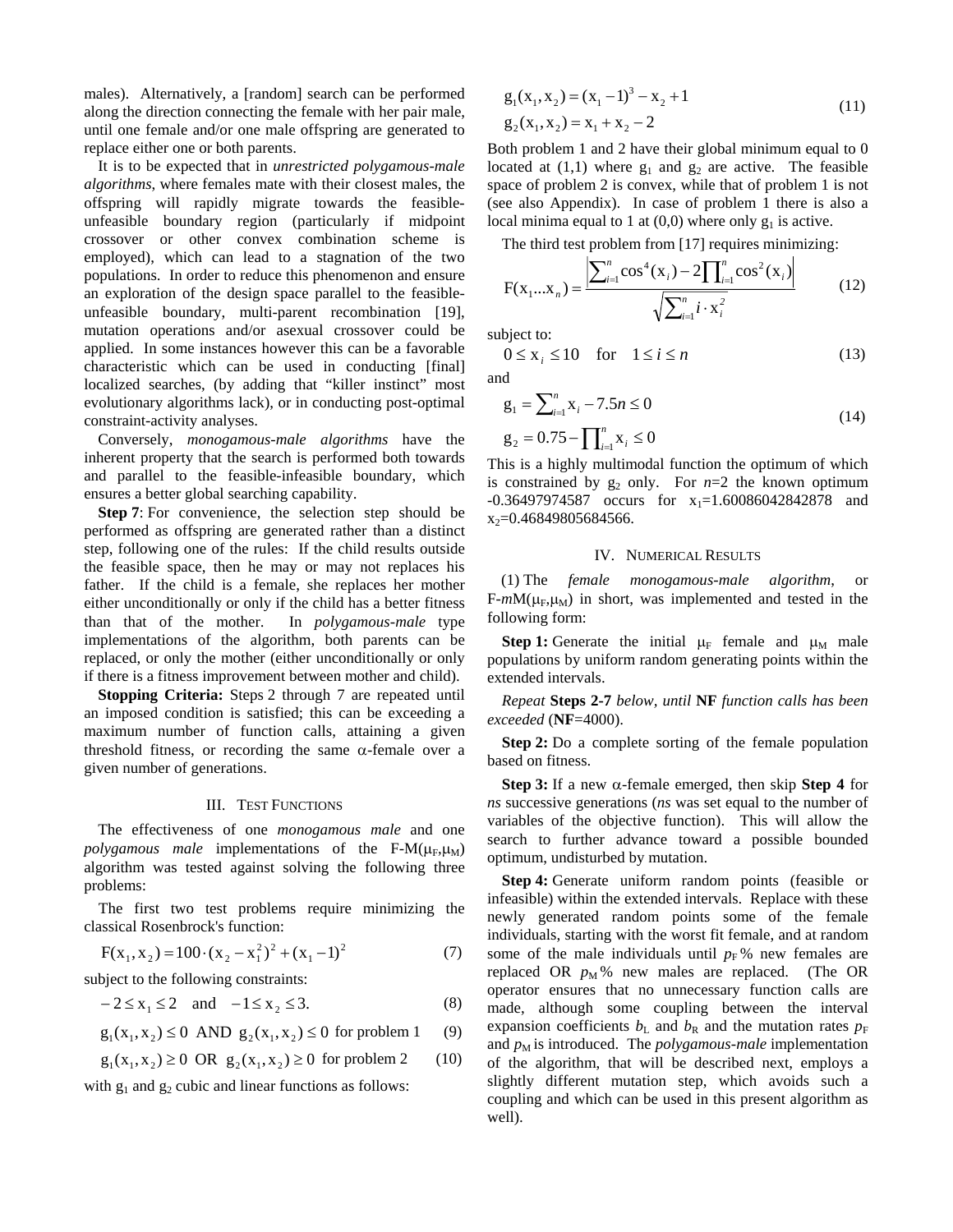males). Alternatively, a [random] search can be performed along the direction connecting the female with her pair male, until one female and/or one male offspring are generated to replace either one or both parents.

It is to be expected that in *unrestricted polygamous-male algorithms*, where females mate with their closest males, the offspring will rapidly migrate towards the feasible-unfeasible boundary region (particularly if midpoint crossover or other convex combination scheme is employed), which can lead to a stagnation of the two populations. In order to reduce this phenomenon and ensure an exploration of the design space parallel to the feasible-unfeasible boundary, multi-parent recombination [19], mutation operations and/or asexual crossover could be applied. In some instances however this can be a favorable characteristic which can be used in conducting [final] localized searches, (by adding that "killer instinct" most evolutionary algorithms lack), or in conducting post-optimal constraint-activity analyses.

Conversely, *monogamous-male algorithms* have the inherent property that the search is performed both towards and parallel to the feasible-infeasible boundary, which ensures a better global searching capability.

**Step 7**: For convenience, the selection step should be performed as offspring are generated rather than a distinct step, following one of the rules: If the child results outside the feasible space, then he may or may not replaces his father. If the child is a female, she replaces her mother either unconditionally or only if the child has a better fitness than that of the mother. In *polygamous-male* type implementations of the algorithm, both parents can be replaced, or only the mother (either unconditionally or only if there is a fitness improvement between mother and child).

**Stopping Criteria:** Steps 2 through 7 are repeated until an imposed condition is satisfied; this can be exceeding a maximum number of function calls, attaining a given threshold fitness, or recording the same $\alpha$-female over a given number of generations.

## III. Test Functions

The effectiveness of one *monogamous male* and one *polygamous male* implementations of the F-M($\mu_F$,$\mu_M$) algorithm was tested against solving the following three problems:

The first two test problems require minimizing the classical Rosenbrock's function:

$$F(x_1, x_2) = 100 \cdot (x_2 - x_1^2)^2 + (x_1 - 1)^2 \tag{7}$$

subject to the following constraints:

$$-2 \le x_1 \le 2 \quad \text{and} \quad -1 \le x_2 \le 3. \tag{8}$$

$$g_1(x_1, x_2) \le 0 \ \text{ AND } \ g_2(x_1, x_2) \le 0 \ \text{ for problem 1} \tag{9}$$

$$g_1(x_1, x_2) \ge 0 \ \text{ OR } \ g_2(x_1, x_2) \ge 0 \ \text{ for problem 2} \tag{10}$$

with $g_1$ and $g_2$ cubic and linear functions as follows:

$$\begin{aligned} g_1(x_1, x_2) &= (x_1 - 1)^3 - x_2 + 1 \\ g_2(x_1, x_2) &= x_1 + x_2 - 2 \end{aligned} \tag{11}$$

Both problem 1 and 2 have their global minimum equal to 0 located at (1,1) where $g_1$ and $g_2$ are active. The feasible space of problem 2 is convex, while that of problem 1 is not (see also Appendix). In case of problem 1 there is also a local minima equal to 1 at (0,0) where only $g_1$ is active.

The third test problem from [17] requires minimizing:

$$F(x_1 ... x_n) = \frac{\left| \sum_{i=1}^{n} \cos^4(x_i) - 2 \prod_{i=1}^{n} \cos^2(x_i) \right|}{\sqrt{\sum_{i=1}^{n} i \cdot x_i^2}} \tag{12}$$

subject to:

$$0 \le x_i \le 10 \quad \text{for} \quad 1 \le i \le n \tag{13}$$

and

$$\begin{aligned} g_1 &= \sum_{i=1}^{n} x_i - 7.5n \le 0 \\ g_2 &= 0.75 - \prod_{i=1}^{n} x_i \le 0 \end{aligned} \tag{14}$$

This is a highly multimodal function the optimum of which is constrained by $g_2$ only. For $n$=2 the known optimum -0.36497974587 occurs for $x_1$=1.60086042842878 and $x_2$=0.46849805684566.

## IV. Numerical Results

(1) The *female monogamous-male algorithm*, or F-*m*M($\mu_F$,$\mu_M$) in short, was implemented and tested in the following form:

**Step 1:** Generate the initial $\mu_F$ female and $\mu_M$ male populations by uniform random generating points within the extended intervals.

*Repeat* **Steps 2-7** *below, until* **NF** *function calls has been exceeded* (**NF**=4000).

**Step 2:** Do a complete sorting of the female population based on fitness.

**Step 3:** If a new $\alpha$-female emerged, then skip **Step 4** for *ns* successive generations (*ns* was set equal to the number of variables of the objective function). This will allow the search to further advance toward a possible bounded optimum, undisturbed by mutation.

**Step 4:** Generate uniform random points (feasible or infeasible) within the extended intervals. Replace with these newly generated random points some of the female individuals, starting with the worst fit female, and at random some of the male individuals until $p_F$% new females are replaced OR $p_M$% new males are replaced. (The OR operator ensures that no unnecessary function calls are made, although some coupling between the interval expansion coefficients $b_L$ and $b_R$ and the mutation rates $p_F$ and $p_M$ is introduced. The *polygamous-male* implementation of the algorithm, that will be described next, employs a slightly different mutation step, which avoids such a coupling and which can be used in this present algorithm as well).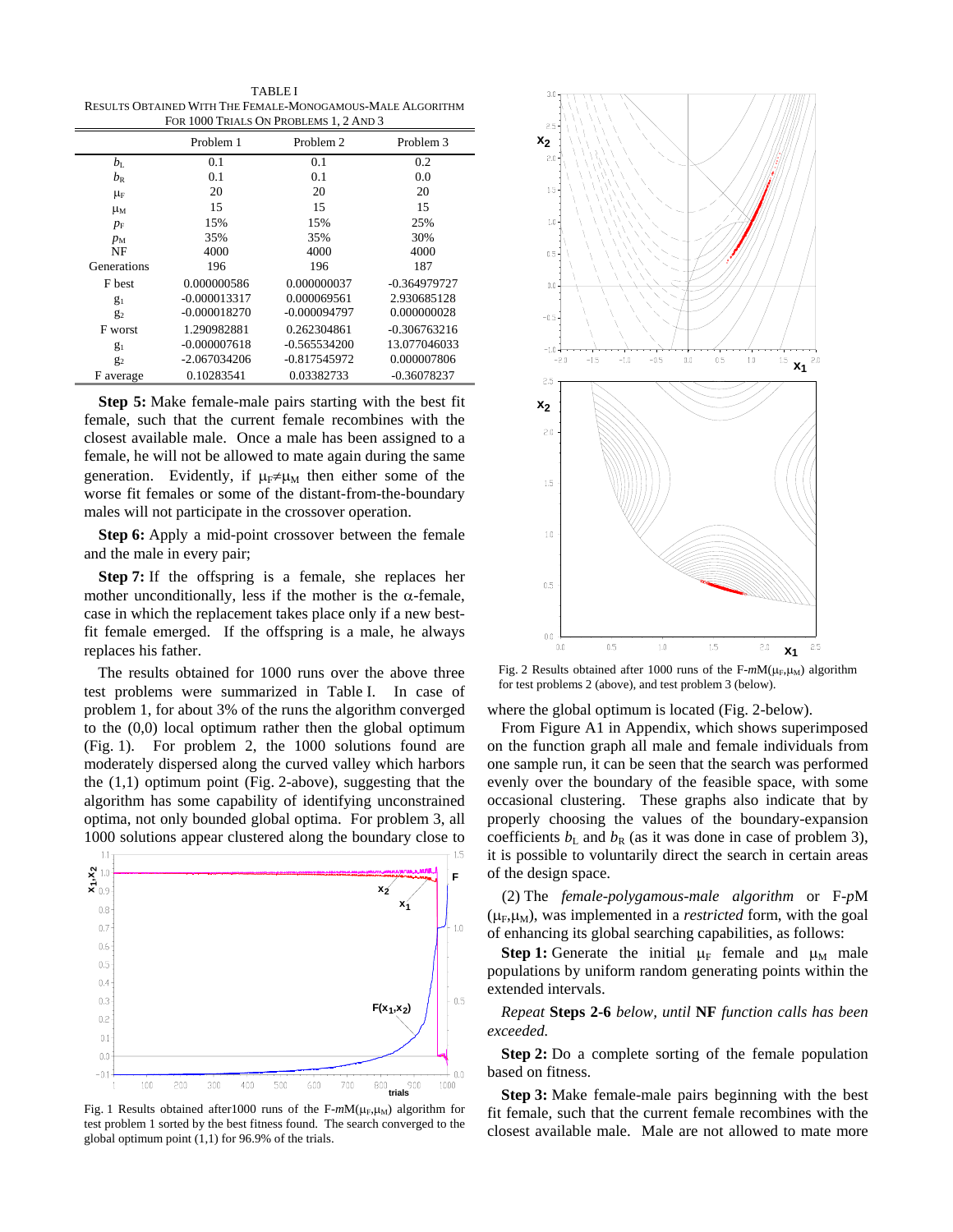TABLE I
RESULTS OBTAINED WITH THE FEMALE-MONOGAMOUS-MALE ALGORITHM FOR 1000 TRIALS ON PROBLEMS 1, 2 AND 3

| | Problem 1 | Problem 2 | Problem 3 |
|---|---|---|---|
| $b_L$ | 0.1 | 0.1 | 0.2 |
| $b_R$ | 0.1 | 0.1 | 0.0 |
| $\mu_F$ | 20 | 20 | 20 |
| $\mu_M$ | 15 | 15 | 15 |
| $p_F$ | 15% | 15% | 25% |
| $p_M$ | 35% | 35% | 30% |
| NF | 4000 | 4000 | 4000 |
| Generations | 196 | 196 | 187 |
| F best | 0.000000586 | 0.000000037 | -0.364979727 |
| $g_1$ | -0.000013317 | 0.000069561 | 2.930685128 |
| $g_2$ | -0.000018270 | -0.000094797 | 0.000000028 |
| F worst | 1.290982881 | 0.262304861 | -0.306763216 |
| $g_1$ | -0.000007618 | -0.565534200 | 13.077046033 |
| $g_2$ | -2.067034206 | -0.817545972 | 0.000007806 |
| F average | 0.10283541 | 0.03382733 | -0.36078237 |

**Step 5:** Make female-male pairs starting with the best fit female, such that the current female recombines with the closest available male. Once a male has been assigned to a female, he will not be allowed to mate again during the same generation. Evidently, if $\mu_F \neq \mu_M$ then either some of the worse fit females or some of the distant-from-the-boundary males will not participate in the crossover operation.

**Step 6:** Apply a mid-point crossover between the female and the male in every pair;

**Step 7:** If the offspring is a female, she replaces her mother unconditionally, less if the mother is the $\alpha$-female, case in which the replacement takes place only if a new best-fit female emerged. If the offspring is a male, he always replaces his father.

The results obtained for 1000 runs over the above three test problems were summarized in Table I. In case of problem 1, for about 3% of the runs the algorithm converged to the (0,0) local optimum rather then the global optimum (Fig. 1). For problem 2, the 1000 solutions found are moderately dispersed along the curved valley which harbors the (1,1) optimum point (Fig. 2-above), suggesting that the algorithm has some capability of identifying unconstrained optima, not only bounded global optima. For problem 3, all 1000 solutions appear clustered along the boundary close to where the global optimum is located (Fig. 2-below).

Fig. 1 Results obtained after1000 runs of the F-$m$M($\mu_F$,$\mu_M$) algorithm for test problem 1 sorted by the best fitness found. The search converged to the global optimum point (1,1) for 96.9% of the trials.

Fig. 2 Results obtained after 1000 runs of the F-$m$M($\mu_F$,$\mu_M$) algorithm for test problems 2 (above), and test problem 3 (below).

From Figure A1 in Appendix, which shows superimposed on the function graph all male and female individuals from one sample run, it can be seen that the search was performed evenly over the boundary of the feasible space, with some occasional clustering. These graphs also indicate that by properly choosing the values of the boundary-expansion coefficients $b_L$ and $b_R$ (as it was done in case of problem 3), it is possible to voluntarily direct the search in certain areas of the design space.

(2) The *female-polygamous-male algorithm* or F-$p$M ($\mu_F$,$\mu_M$), was implemented in a *restricted* form, with the goal of enhancing its global searching capabilities, as follows:

**Step 1:** Generate the initial $\mu_F$ female and $\mu_M$ male populations by uniform random generating points within the extended intervals.

*Repeat* **Steps 2-6** *below, until* **NF** *function calls has been exceeded.*

**Step 2:** Do a complete sorting of the female population based on fitness.

**Step 3:** Make female-male pairs beginning with the best fit female, such that the current female recombines with the closest available male. Male are not allowed to mate more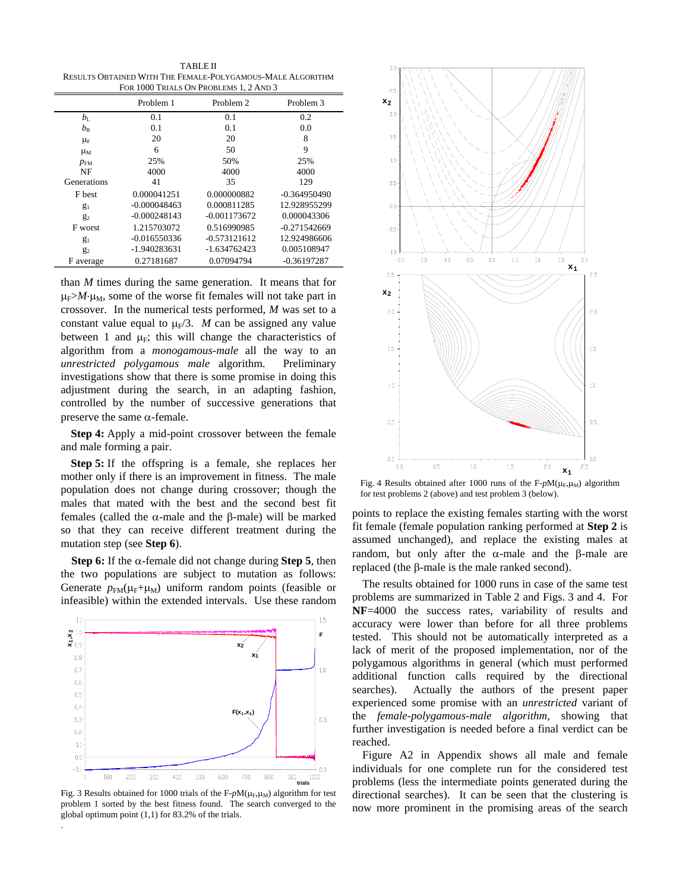TABLE II
RESULTS OBTAINED WITH THE FEMALE-POLYGAMOUS-MALE ALGORITHM FOR 1000 TRIALS ON PROBLEMS 1, 2 AND 3

| | Problem 1 | Problem 2 | Problem 3 |
|---|---|---|---|
| $b_L$ | 0.1 | 0.1 | 0.2 |
| $b_R$ | 0.1 | 0.1 | 0.0 |
| $\mu_F$ | 20 | 20 | 8 |
| $\mu_M$ | 6 | 50 | 9 |
| $p_{FM}$ | 25% | 50% | 25% |
| NF | 4000 | 4000 | 4000 |
| Generations | 41 | 35 | 129 |
| F best | 0.000041251 | 0.000000882 | -0.364950490 |
| $g_1$ | -0.000048463 | 0.000811285 | 12.928955299 |
| $g_2$ | -0.000248143 | -0.001173672 | 0.000043306 |
| F worst | 1.215703072 | 0.516990985 | -0.271542669 |
| $g_1$ | -0.016550336 | -0.573121612 | 12.924986606 |
| $g_2$ | -1.940283631 | -1.634762423 | 0.005108947 |
| F average | 0.27181687 | 0.07094794 | -0.36197287 |

than $M$ times during the same generation. It means that for $\mu_F > M \cdot \mu_M$, some of the worse fit females will not take part in crossover. In the numerical tests performed, $M$ was set to a constant value equal to $\mu_F/3$. $M$ can be assigned any value between 1 and $\mu_F$; this will change the characteristics of algorithm from a *monogamous-male* all the way to an *unrestricted polygamous male* algorithm. Preliminary investigations show that there is some promise in doing this adjustment during the search, in an adapting fashion, controlled by the number of successive generations that preserve the same $\alpha$-female.

**Step 4:** Apply a mid-point crossover between the female and male forming a pair.

**Step 5:** If the offspring is a female, she replaces her mother only if there is an improvement in fitness. The male population does not change during crossover; though the males that mated with the best and the second best fit females (called the $\alpha$-male and the $\beta$-male) will be marked so that they can receive different treatment during the mutation step (see **Step 6**).

**Step 6:** If the $\alpha$-female did not change during **Step 5**, then the two populations are subject to mutation as follows: Generate $p_{FM}(\mu_F+\mu_M)$ uniform random points (feasible or infeasible) within the extended intervals. Use these random points to replace the existing females starting with the worst fit female (female population ranking performed at **Step 2** is assumed unchanged), and replace the existing males at random, but only after the $\alpha$-male and the $\beta$-male are replaced (the $\beta$-male is the male ranked second).

Fig. 3 Results obtained for 1000 trials of the F-$p$M($\mu_F$,$\mu_M$) algorithm for test problem 1 sorted by the best fitness found. The search converged to the global optimum point (1,1) for 83.2% of the trials.

Fig. 4 Results obtained after 1000 runs of the F-$p$M($\mu_F$,$\mu_M$) algorithm for test problems 2 (above) and test problem 3 (below).

The results obtained for 1000 runs in case of the same test problems are summarized in Table 2 and Figs. 3 and 4. For **NF**=4000 the success rates, variability of results and accuracy were lower than before for all three problems tested. This should not be automatically interpreted as a lack of merit of the proposed implementation, nor of the polygamous algorithms in general (which must performed additional function calls required by the directional searches). Actually the authors of the present paper experienced some promise with an *unrestricted* variant of the *female-polygamous-male algorithm*, showing that further investigation is needed before a final verdict can be reached.

Figure A2 in Appendix shows all male and female individuals for one complete run for the considered test problems (less the intermediate points generated during the directional searches). It can be seen that the clustering is now more prominent in the promising areas of the search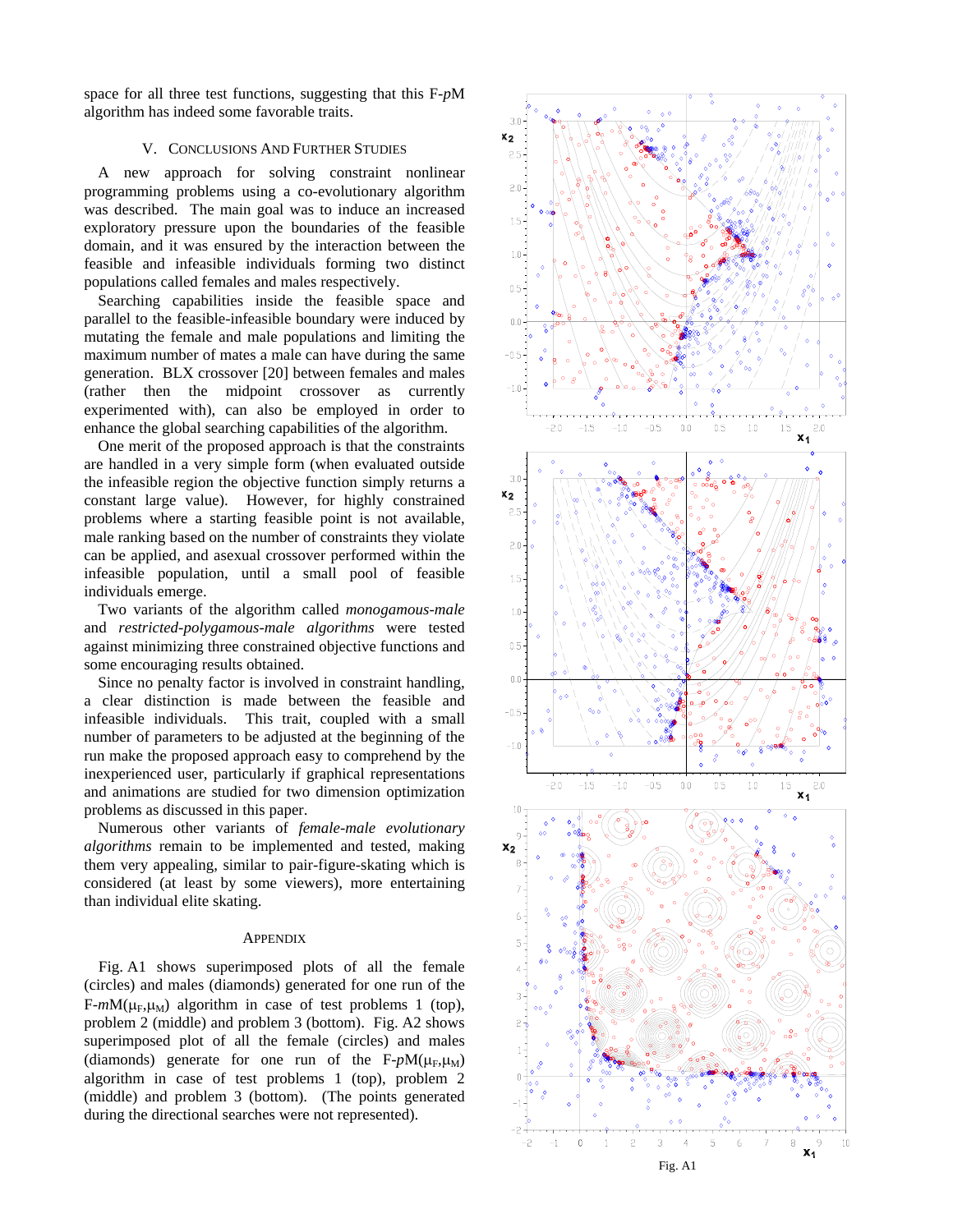space for all three test functions, suggesting that this F-*p*M algorithm has indeed some favorable traits.

## V. Conclusions And Further Studies

A new approach for solving constraint nonlinear programming problems using a co-evolutionary algorithm was described. The main goal was to induce an increased exploratory pressure upon the boundaries of the feasible domain, and it was ensured by the interaction between the feasible and infeasible individuals forming two distinct populations called females and males respectively.

Searching capabilities inside the feasible space and parallel to the feasible-infeasible boundary were induced by mutating the female and male populations and limiting the maximum number of mates a male can have during the same generation. BLX crossover [20] between females and males (rather then the midpoint crossover as currently experimented with), can also be employed in order to enhance the global searching capabilities of the algorithm.

One merit of the proposed approach is that the constraints are handled in a very simple form (when evaluated outside the infeasible region the objective function simply returns a constant large value). However, for highly constrained problems where a starting feasible point is not available, male ranking based on the number of constraints they violate can be applied, and asexual crossover performed within the infeasible population, until a small pool of feasible individuals emerge.

Two variants of the algorithm called *monogamous-male* and *restricted-polygamous-male algorithms* were tested against minimizing three constrained objective functions and some encouraging results obtained.

Since no penalty factor is involved in constraint handling, a clear distinction is made between the feasible and infeasible individuals. This trait, coupled with a small number of parameters to be adjusted at the beginning of the run make the proposed approach easy to comprehend by the inexperienced user, particularly if graphical representations and animations are studied for two dimension optimization problems as discussed in this paper.

Numerous other variants of *female-male evolutionary algorithms* remain to be implemented and tested, making them very appealing, similar to pair-figure-skating which is considered (at least by some viewers), more entertaining than individual elite skating.

## Appendix

Fig. A1 shows superimposed plots of all the female (circles) and males (diamonds) generated for one run of the F-*m*M($\mu_F$,$\mu_M$) algorithm in case of test problems 1 (top), problem 2 (middle) and problem 3 (bottom). Fig. A2 shows superimposed plot of all the female (circles) and males (diamonds) generate for one run of the F-*p*M($\mu_F$,$\mu_M$) algorithm in case of test problems 1 (top), problem 2 (middle) and problem 3 (bottom). (The points generated during the directional searches were not represented).

Fig. A1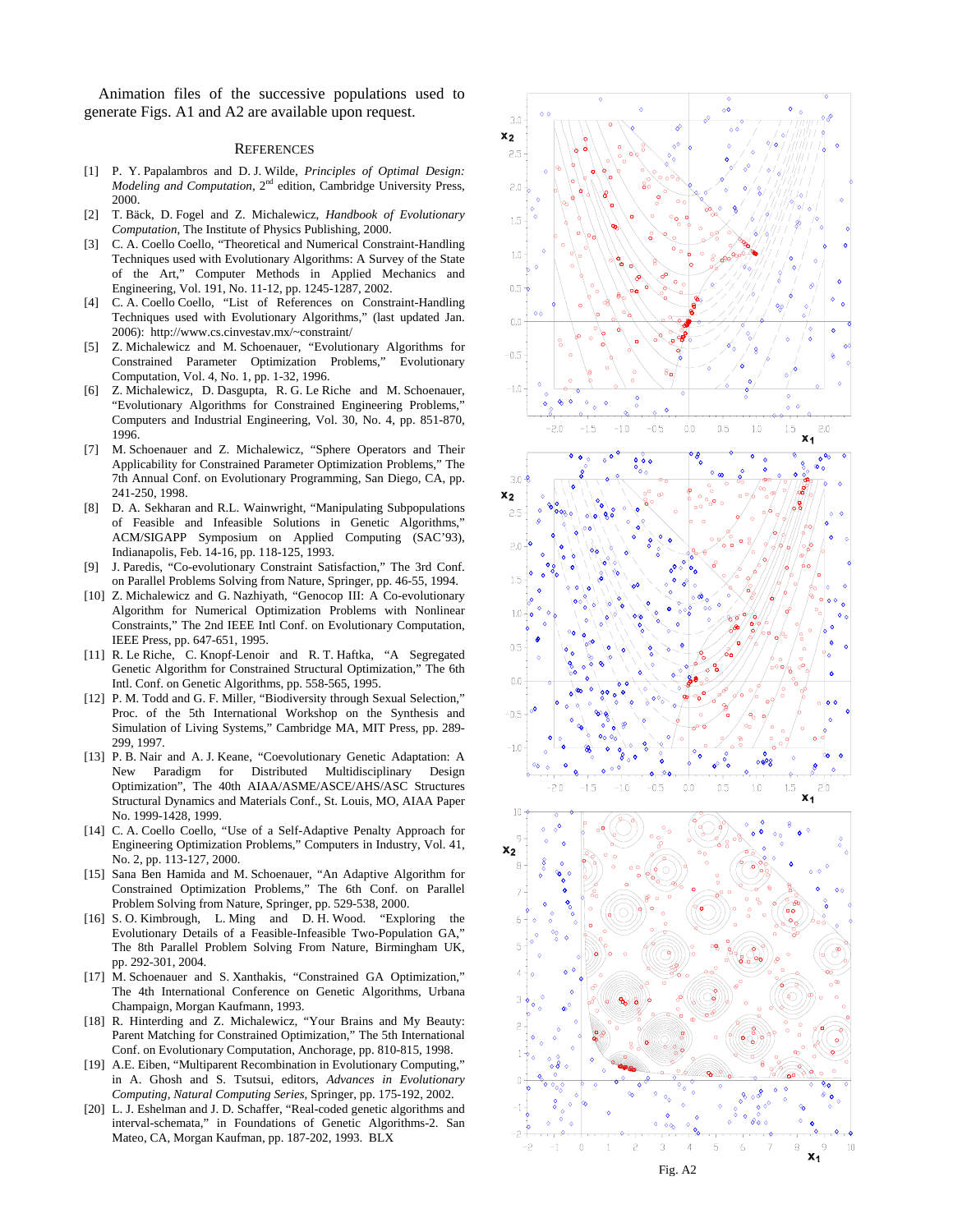Animation files of the successive populations used to generate Figs. A1 and A2 are available upon request.

## References

[1] P. Y. Papalambros and D. J. Wilde, *Principles of Optimal Design: Modeling and Computation*, 2nd edition, Cambridge University Press, 2000.

[2] T. Bäck, D. Fogel and Z. Michalewicz, *Handbook of Evolutionary Computation*, The Institute of Physics Publishing, 2000.

[3] C. A. Coello Coello, "Theoretical and Numerical Constraint-Handling Techniques used with Evolutionary Algorithms: A Survey of the State of the Art," Computer Methods in Applied Mechanics and Engineering, Vol. 191, No. 11-12, pp. 1245-1287, 2002.

[4] C. A. Coello Coello, "List of References on Constraint-Handling Techniques used with Evolutionary Algorithms," (last updated Jan. 2006): http://www.cs.cinvestav.mx/~constraint/

[5] Z. Michalewicz and M. Schoenauer, "Evolutionary Algorithms for Constrained Parameter Optimization Problems," Evolutionary Computation, Vol. 4, No. 1, pp. 1-32, 1996.

[6] Z. Michalewicz, D. Dasgupta, R. G. Le Riche and M. Schoenauer, "Evolutionary Algorithms for Constrained Engineering Problems," Computers and Industrial Engineering, Vol. 30, No. 4, pp. 851-870, 1996.

[7] M. Schoenauer and Z. Michalewicz, "Sphere Operators and Their Applicability for Constrained Parameter Optimization Problems," The 7th Annual Conf. on Evolutionary Programming, San Diego, CA, pp. 241-250, 1998.

[8] D. A. Sekharan and R.L. Wainwright, "Manipulating Subpopulations of Feasible and Infeasible Solutions in Genetic Algorithms," ACM/SIGAPP Symposium on Applied Computing (SAC'93), Indianapolis, Feb. 14-16, pp. 118-125, 1993.

[9] J. Paredis, "Co-evolutionary Constraint Satisfaction," The 3rd Conf. on Parallel Problems Solving from Nature, Springer, pp. 46-55, 1994.

[10] Z. Michalewicz and G. Nazhiyath, "Genocop III: A Co-evolutionary Algorithm for Numerical Optimization Problems with Nonlinear Constraints," The 2nd IEEE Intl Conf. on Evolutionary Computation, IEEE Press, pp. 647-651, 1995.

[11] R. Le Riche, C. Knopf-Lenoir and R. T. Haftka, "A Segregated Genetic Algorithm for Constrained Structural Optimization," The 6th Intl. Conf. on Genetic Algorithms, pp. 558-565, 1995.

[12] P. M. Todd and G. F. Miller, "Biodiversity through Sexual Selection," Proc. of the 5th International Workshop on the Synthesis and Simulation of Living Systems," Cambridge MA, MIT Press, pp. 289-299, 1997.

[13] P. B. Nair and A. J. Keane, "Coevolutionary Genetic Adaptation: A New Paradigm for Distributed Multidisciplinary Design Optimization", The 40th AIAA/ASME/ASCE/AHS/ASC Structures Structural Dynamics and Materials Conf., St. Louis, MO, AIAA Paper No. 1999-1428, 1999.

[14] C. A. Coello Coello, "Use of a Self-Adaptive Penalty Approach for Engineering Optimization Problems," Computers in Industry, Vol. 41, No. 2, pp. 113-127, 2000.

[15] Sana Ben Hamida and M. Schoenauer, "An Adaptive Algorithm for Constrained Optimization Problems," The 6th Conf. on Parallel Problem Solving from Nature, Springer, pp. 529-538, 2000.

[16] S. O. Kimbrough, L. Ming and D. H. Wood. "Exploring the Evolutionary Details of a Feasible-Infeasible Two-Population GA," The 8th Parallel Problem Solving From Nature, Birmingham UK, pp. 292-301, 2004.

[17] M. Schoenauer and S. Xanthakis, "Constrained GA Optimization," The 4th International Conference on Genetic Algorithms, Urbana Champaign, Morgan Kaufmann, 1993.

[18] R. Hinterding and Z. Michalewicz, "Your Brains and My Beauty: Parent Matching for Constrained Optimization," The 5th International Conf. on Evolutionary Computation, Anchorage, pp. 810-815, 1998.

[19] A.E. Eiben, "Multiparent Recombination in Evolutionary Computing," in A. Ghosh and S. Tsutsui, editors, *Advances in Evolutionary Computing*, *Natural Computing Series*, Springer, pp. 175-192, 2002.

[20] L. J. Eshelman and J. D. Schaffer, "Real-coded genetic algorithms and interval-schemata," in Foundations of Genetic Algorithms-2. San Mateo, CA, Morgan Kaufman, pp. 187-202, 1993. BLX

$x_2$
3.0
2.5
2.0
1.5
1.0
0.5
0.0
-0.5
-1.0
-2.0 -1.5 -1.0 -0.5 0.0 0.5 1.0 1.5 2.0
$x_1$

$x_2$
3.0
2.5
2.0
1.5
1.0
0.5
0.0
-0.5
-1.0
-2.0 -1.5 -1.0 -0.5 0.0 0.5 1.0 1.5 2.0
$x_1$

$x_2$
10
9
8
7
6
5
4
3
2
1
0
-1
-2
-2 -1 0 1 2 3 4 5 6 7 8 9 10
$x_1$

Fig. A2